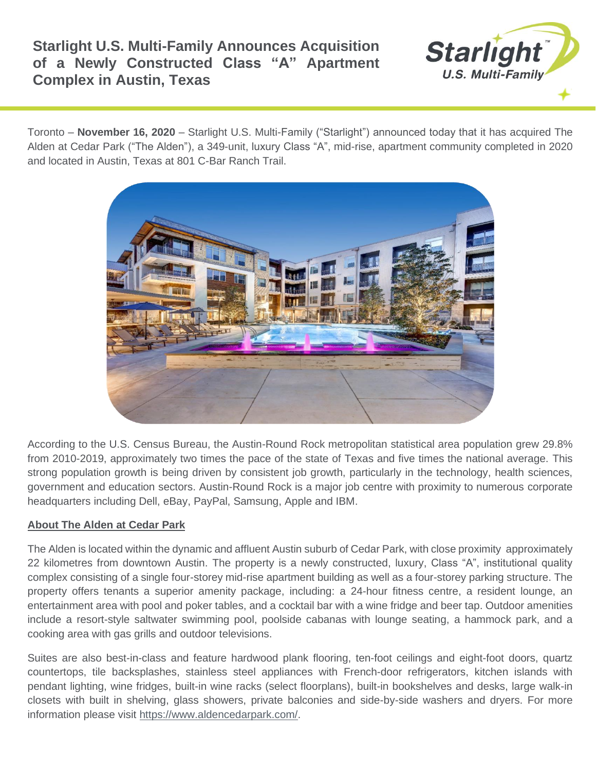# Starlight U.S. Multi-Family Announces Acquisition of a Newly Constructed Class "A" Apartment Complex in Austin, Texas

Toronto – **November 16, 2020** – Starlight U.S. Multi-Family ("Starlight") announced today that it has acquired The Alden at Cedar Park ("The Alden"), a 349-unit, luxury Class "A", mid-rise, apartment community completed in 2020 and located in Austin, Texas at 801 C-Bar Ranch Trail.

According to the U.S. Census Bureau, the Austin-Round Rock metropolitan statistical area population grew 29.8% from 2010-2019, approximately two times the pace of the state of Texas and five times the national average. This strong population growth is being driven by consistent job growth, particularly in the technology, health sciences, government and education sectors. Austin-Round Rock is a major job centre with proximity to numerous corporate headquarters including Dell, eBay, PayPal, Samsung, Apple and IBM.

**About The Alden at Cedar Park**

The Alden is located within the dynamic and affluent Austin suburb of Cedar Park, with close proximity approximately 22 kilometres from downtown Austin. The property is a newly constructed, luxury, Class "A", institutional quality complex consisting of a single four-storey mid-rise apartment building as well as a four-storey parking structure. The property offers tenants a superior amenity package, including: a 24-hour fitness centre, a resident lounge, an entertainment area with pool and poker tables, and a cocktail bar with a wine fridge and beer tap. Outdoor amenities include a resort-style saltwater swimming pool, poolside cabanas with lounge seating, a hammock park, and a cooking area with gas grills and outdoor televisions.

Suites are also best-in-class and feature hardwood plank flooring, ten-foot ceilings and eight-foot doors, quartz countertops, tile backsplashes, stainless steel appliances with French-door refrigerators, kitchen islands with pendant lighting, wine fridges, built-in wine racks (select floorplans), built-in bookshelves and desks, large walk-in closets with built in shelving, glass showers, private balconies and side-by-side washers and dryers. For more information please visit https://www.aldencedarpark.com/.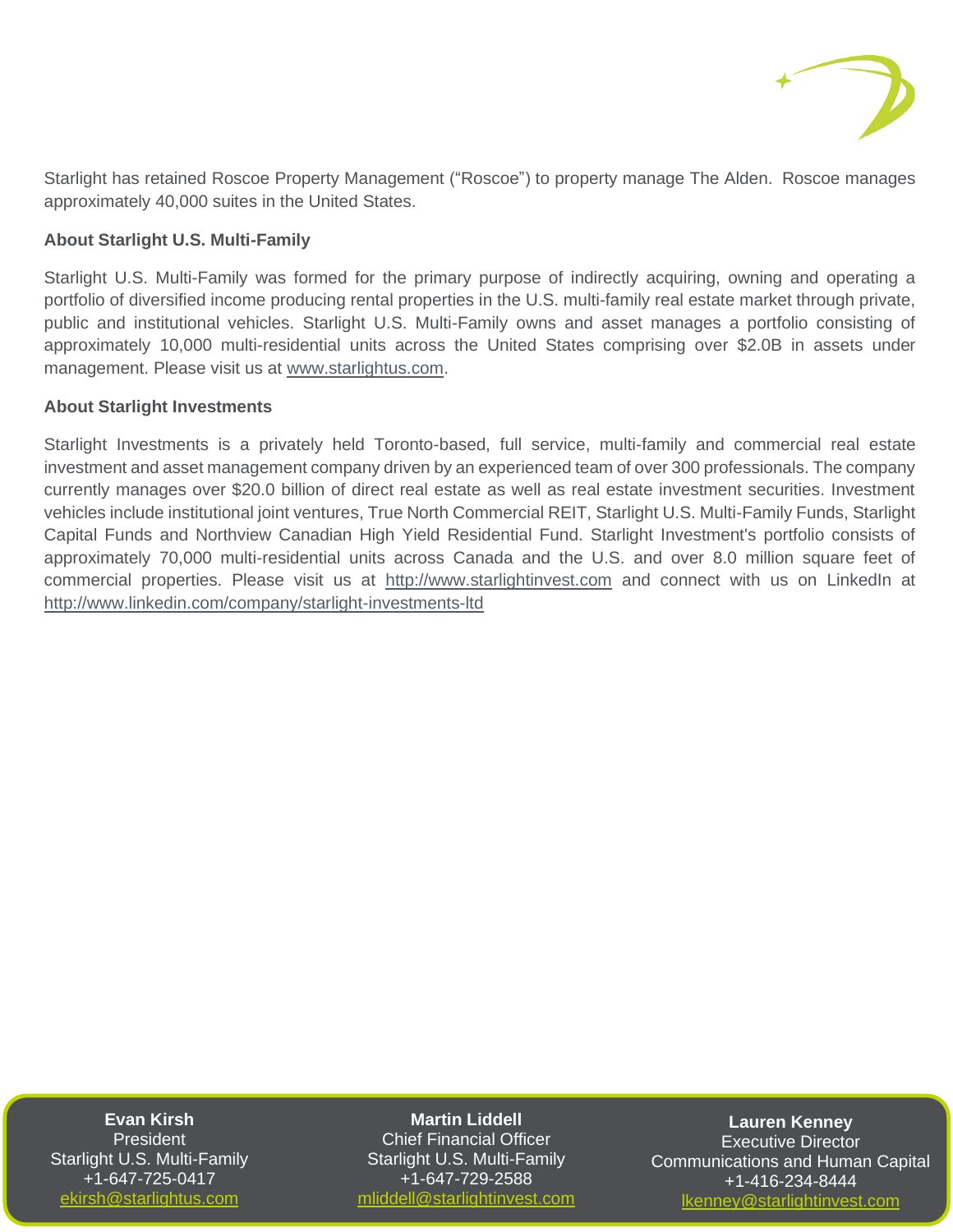Starlight has retained Roscoe Property Management ("Roscoe") to property manage The Alden. Roscoe manages approximately 40,000 suites in the United States.

**About Starlight U.S. Multi-Family**

Starlight U.S. Multi-Family was formed for the primary purpose of indirectly acquiring, owning and operating a portfolio of diversified income producing rental properties in the U.S. multi-family real estate market through private, public and institutional vehicles. Starlight U.S. Multi-Family owns and asset manages a portfolio consisting of approximately 10,000 multi-residential units across the United States comprising over $2.0B in assets under management. Please visit us at www.starlightus.com.

**About Starlight Investments**

Starlight Investments is a privately held Toronto-based, full service, multi-family and commercial real estate investment and asset management company driven by an experienced team of over 300 professionals. The company currently manages over $20.0 billion of direct real estate as well as real estate investment securities. Investment vehicles include institutional joint ventures, True North Commercial REIT, Starlight U.S. Multi-Family Funds, Starlight Capital Funds and Northview Canadian High Yield Residential Fund. Starlight Investment's portfolio consists of approximately 70,000 multi-residential units across Canada and the U.S. and over 8.0 million square feet of commercial properties. Please visit us at http://www.starlightinvest.com and connect with us on LinkedIn at http://www.linkedin.com/company/starlight-investments-ltd

**Evan Kirsh**
President
Starlight U.S. Multi-Family
+1-647-725-0417
ekirsh@starlightus.com

**Martin Liddell**
Chief Financial Officer
Starlight U.S. Multi-Family
+1-647-729-2588
mliddell@starlightinvest.com

**Lauren Kenney**
Executive Director
Communications and Human Capital
+1-416-234-8444
lkenney@starlightinvest.com